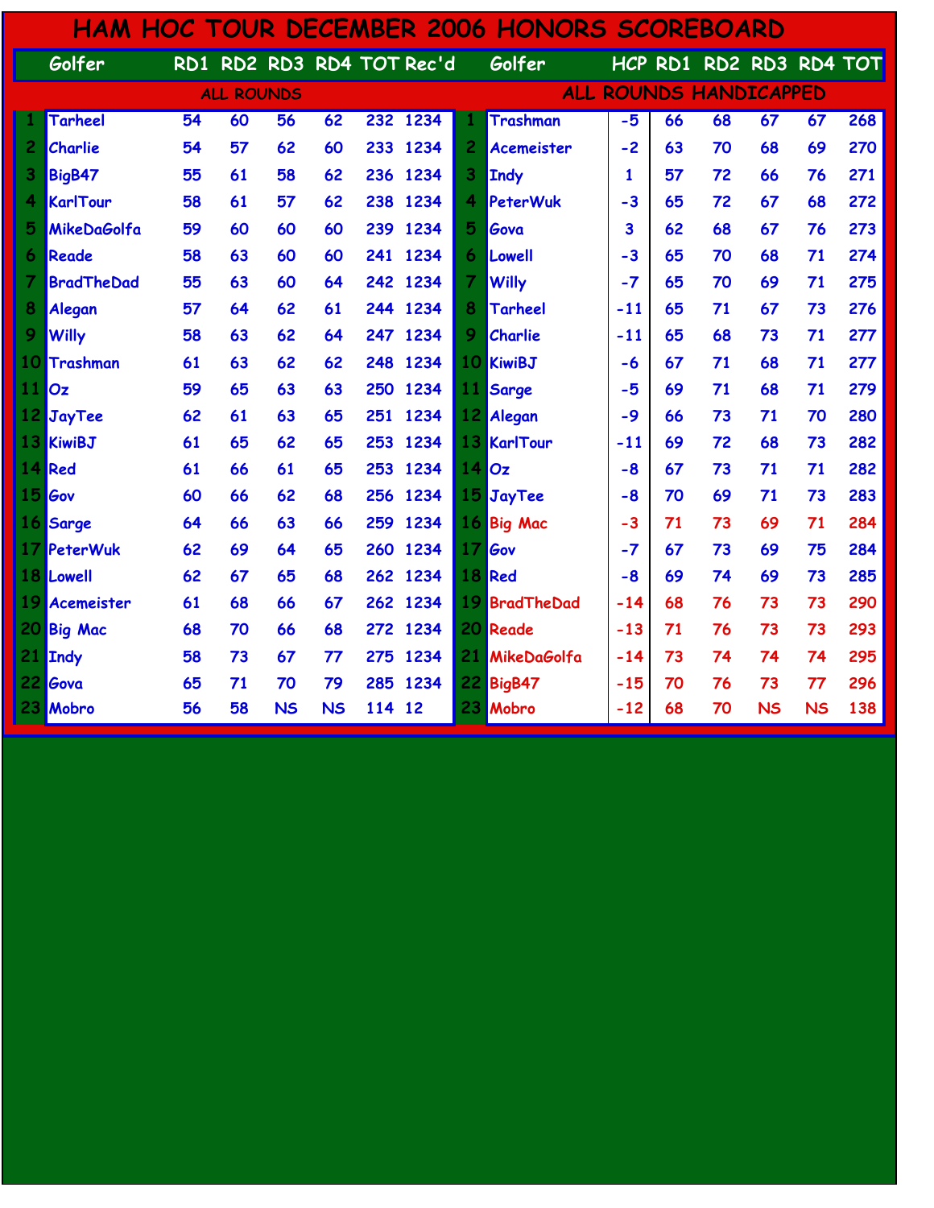# HAM HOC TOUR DECEMBER 2006 HONORS SCOREBOARD

## ALL ROUNDS

| | Golfer | RD1 | RD2 | RD3 | RD4 | TOT | Rec'd |
|---|---|---|---|---|---|---|---|
| 1 | Tarheel | 54 | 60 | 56 | 62 | 232 | 1234 |
| 2 | Charlie | 54 | 57 | 62 | 60 | 233 | 1234 |
| 3 | BigB47 | 55 | 61 | 58 | 62 | 236 | 1234 |
| 4 | KarlTour | 58 | 61 | 57 | 62 | 238 | 1234 |
| 5 | MikeDaGolfa | 59 | 60 | 60 | 60 | 239 | 1234 |
| 6 | Reade | 58 | 63 | 60 | 60 | 241 | 1234 |
| 7 | BradTheDad | 55 | 63 | 60 | 64 | 242 | 1234 |
| 8 | Alegan | 57 | 64 | 62 | 61 | 244 | 1234 |
| 9 | Willy | 58 | 63 | 62 | 64 | 247 | 1234 |
| 10 | Trashman | 61 | 63 | 62 | 62 | 248 | 1234 |
| 11 | Oz | 59 | 65 | 63 | 63 | 250 | 1234 |
| 12 | JayTee | 62 | 61 | 63 | 65 | 251 | 1234 |
| 13 | KiwiBJ | 61 | 65 | 62 | 65 | 253 | 1234 |
| 14 | Red | 61 | 66 | 61 | 65 | 253 | 1234 |
| 15 | Gov | 60 | 66 | 62 | 68 | 256 | 1234 |
| 16 | Sarge | 64 | 66 | 63 | 66 | 259 | 1234 |
| 17 | PeterWuk | 62 | 69 | 64 | 65 | 260 | 1234 |
| 18 | Lowell | 62 | 67 | 65 | 68 | 262 | 1234 |
| 19 | Acemeister | 61 | 68 | 66 | 67 | 262 | 1234 |
| 20 | Big Mac | 68 | 70 | 66 | 68 | 272 | 1234 |
| 21 | Indy | 58 | 73 | 67 | 77 | 275 | 1234 |
| 22 | Gova | 65 | 71 | 70 | 79 | 285 | 1234 |
| 23 | Mobro | 56 | 58 | NS | NS | 114 | 12 |

## ALL ROUNDS HANDICAPPED

| | Golfer | HCP | RD1 | RD2 | RD3 | RD4 | TOT |
|---|---|---|---|---|---|---|---|
| 1 | Trashman | -5 | 66 | 68 | 67 | 67 | 268 |
| 2 | Acemeister | -2 | 63 | 70 | 68 | 69 | 270 |
| 3 | Indy | 1 | 57 | 72 | 66 | 76 | 271 |
| 4 | PeterWuk | -3 | 65 | 72 | 67 | 68 | 272 |
| 5 | Gova | 3 | 62 | 68 | 67 | 76 | 273 |
| 6 | Lowell | -3 | 65 | 70 | 68 | 71 | 274 |
| 7 | Willy | -7 | 65 | 70 | 69 | 71 | 275 |
| 8 | Tarheel | -11 | 65 | 71 | 67 | 73 | 276 |
| 9 | Charlie | -11 | 65 | 68 | 73 | 71 | 277 |
| 10 | KiwiBJ | -6 | 67 | 71 | 68 | 71 | 277 |
| 11 | Sarge | -5 | 69 | 71 | 68 | 71 | 279 |
| 12 | Alegan | -9 | 66 | 73 | 71 | 70 | 280 |
| 13 | KarlTour | -11 | 69 | 72 | 68 | 73 | 282 |
| 14 | Oz | -8 | 67 | 73 | 71 | 71 | 282 |
| 15 | JayTee | -8 | 70 | 69 | 71 | 73 | 283 |
| 16 | Big Mac | -3 | 71 | 73 | 69 | 71 | 284 |
| 17 | Gov | -7 | 67 | 73 | 69 | 75 | 284 |
| 18 | Red | -8 | 69 | 74 | 69 | 73 | 285 |
| 19 | BradTheDad | -14 | 68 | 76 | 73 | 73 | 290 |
| 20 | Reade | -13 | 71 | 76 | 73 | 73 | 293 |
| 21 | MikeDaGolfa | -14 | 73 | 74 | 74 | 74 | 295 |
| 22 | BigB47 | -15 | 70 | 76 | 73 | 77 | 296 |
| 23 | Mobro | -12 | 68 | 70 | NS | NS | 138 |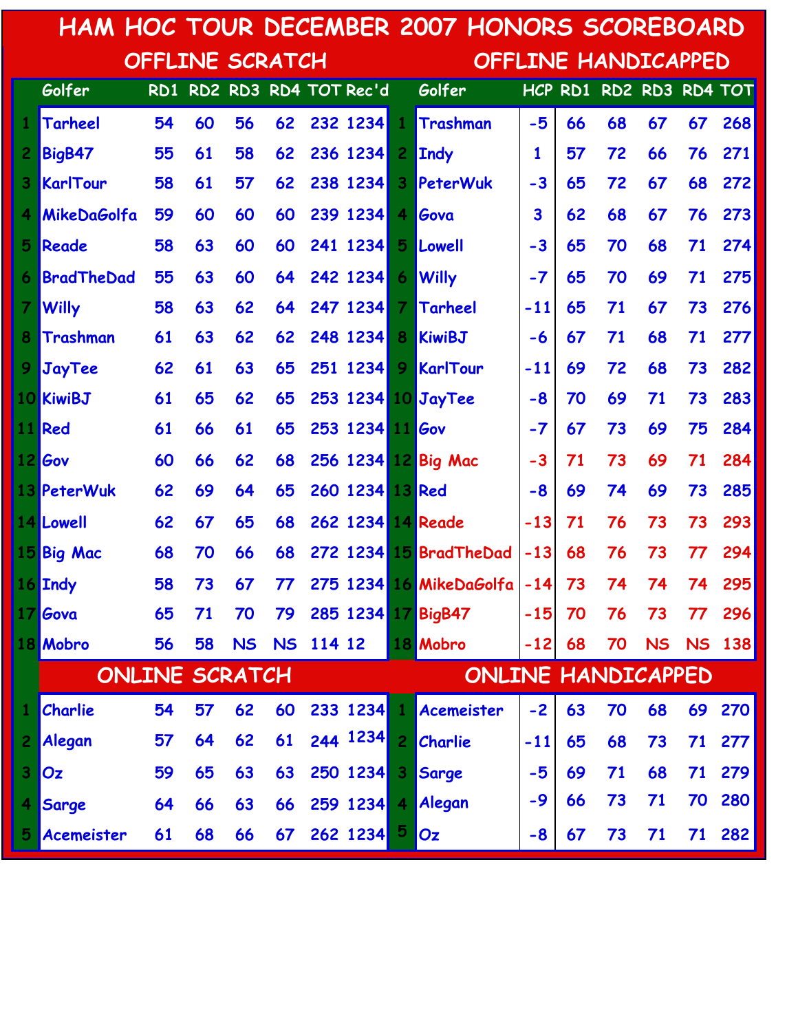# HAM HOC TOUR DECEMBER 2007 HONORS SCOREBOARD

## OFFLINE SCRATCH

| | Golfer | RD1 | RD2 | RD3 | RD4 | TOT | Rec'd |
|---|---|---|---|---|---|---|---|
| 1 | Tarheel | 54 | 60 | 56 | 62 | 232 | 1234 |
| 2 | BigB47 | 55 | 61 | 58 | 62 | 236 | 1234 |
| 3 | KarlTour | 58 | 61 | 57 | 62 | 238 | 1234 |
| 4 | MikeDaGolfa | 59 | 60 | 60 | 60 | 239 | 1234 |
| 5 | Reade | 58 | 63 | 60 | 60 | 241 | 1234 |
| 6 | BradTheDad | 55 | 63 | 60 | 64 | 242 | 1234 |
| 7 | Willy | 58 | 63 | 62 | 64 | 247 | 1234 |
| 8 | Trashman | 61 | 63 | 62 | 62 | 248 | 1234 |
| 9 | JayTee | 62 | 61 | 63 | 65 | 251 | 1234 |
| 10 | KiwiBJ | 61 | 65 | 62 | 65 | 253 | 1234 |
| 11 | Red | 61 | 66 | 61 | 65 | 253 | 1234 |
| 12 | Gov | 60 | 66 | 62 | 68 | 256 | 1234 |
| 13 | PeterWuk | 62 | 69 | 64 | 65 | 260 | 1234 |
| 14 | Lowell | 62 | 67 | 65 | 68 | 262 | 1234 |
| 15 | Big Mac | 68 | 70 | 66 | 68 | 272 | 1234 |
| 16 | Indy | 58 | 73 | 67 | 77 | 275 | 1234 |
| 17 | Gova | 65 | 71 | 70 | 79 | 285 | 1234 |
| 18 | Mobro | 56 | 58 | NS | NS | 114 | 12 |

## OFFLINE HANDICAPPED

| | Golfer | HCP | RD1 | RD2 | RD3 | RD4 | TOT |
|---|---|---|---|---|---|---|---|
| 1 | Trashman | -5 | 66 | 68 | 67 | 67 | 268 |
| 2 | Indy | 1 | 57 | 72 | 66 | 76 | 271 |
| 3 | PeterWuk | -3 | 65 | 72 | 67 | 68 | 272 |
| 4 | Gova | 3 | 62 | 68 | 67 | 76 | 273 |
| 5 | Lowell | -3 | 65 | 70 | 68 | 71 | 274 |
| 6 | Willy | -7 | 65 | 70 | 69 | 71 | 275 |
| 7 | Tarheel | -11 | 65 | 71 | 67 | 73 | 276 |
| 8 | KiwiBJ | -6 | 67 | 71 | 68 | 71 | 277 |
| 9 | KarlTour | -11 | 69 | 72 | 68 | 73 | 282 |
| 10 | JayTee | -8 | 70 | 69 | 71 | 73 | 283 |
| 11 | Gov | -7 | 67 | 73 | 69 | 75 | 284 |
| 12 | Big Mac | -3 | 71 | 73 | 69 | 71 | 284 |
| 13 | Red | -8 | 69 | 74 | 69 | 73 | 285 |
| 14 | Reade | -13 | 71 | 76 | 73 | 73 | 293 |
| 15 | BradTheDad | -13 | 68 | 76 | 73 | 77 | 294 |
| 16 | MikeDaGolfa | -14 | 73 | 74 | 74 | 74 | 295 |
| 17 | BigB47 | -15 | 70 | 76 | 73 | 77 | 296 |
| 18 | Mobro | -12 | 68 | 70 | NS | NS | 138 |

## ONLINE SCRATCH

| | Golfer | RD1 | RD2 | RD3 | RD4 | TOT | Rec'd |
|---|---|---|---|---|---|---|---|
| 1 | Charlie | 54 | 57 | 62 | 60 | 233 | 1234 |
| 2 | Alegan | 57 | 64 | 62 | 61 | 244 | 1234 |
| 3 | Oz | 59 | 65 | 63 | 63 | 250 | 1234 |
| 4 | Sarge | 64 | 66 | 63 | 66 | 259 | 1234 |
| 5 | Acemeister | 61 | 68 | 66 | 67 | 262 | 1234 |

## ONLINE HANDICAPPED

| | Golfer | HCP | RD1 | RD2 | RD3 | RD4 | TOT |
|---|---|---|---|---|---|---|---|
| 1 | Acemeister | -2 | 63 | 70 | 68 | 69 | 270 |
| 2 | Charlie | -11 | 65 | 68 | 73 | 71 | 277 |
| 3 | Sarge | -5 | 69 | 71 | 68 | 71 | 279 |
| 4 | Alegan | -9 | 66 | 73 | 71 | 70 | 280 |
| 5 | Oz | -8 | 67 | 73 | 71 | 71 | 282 |